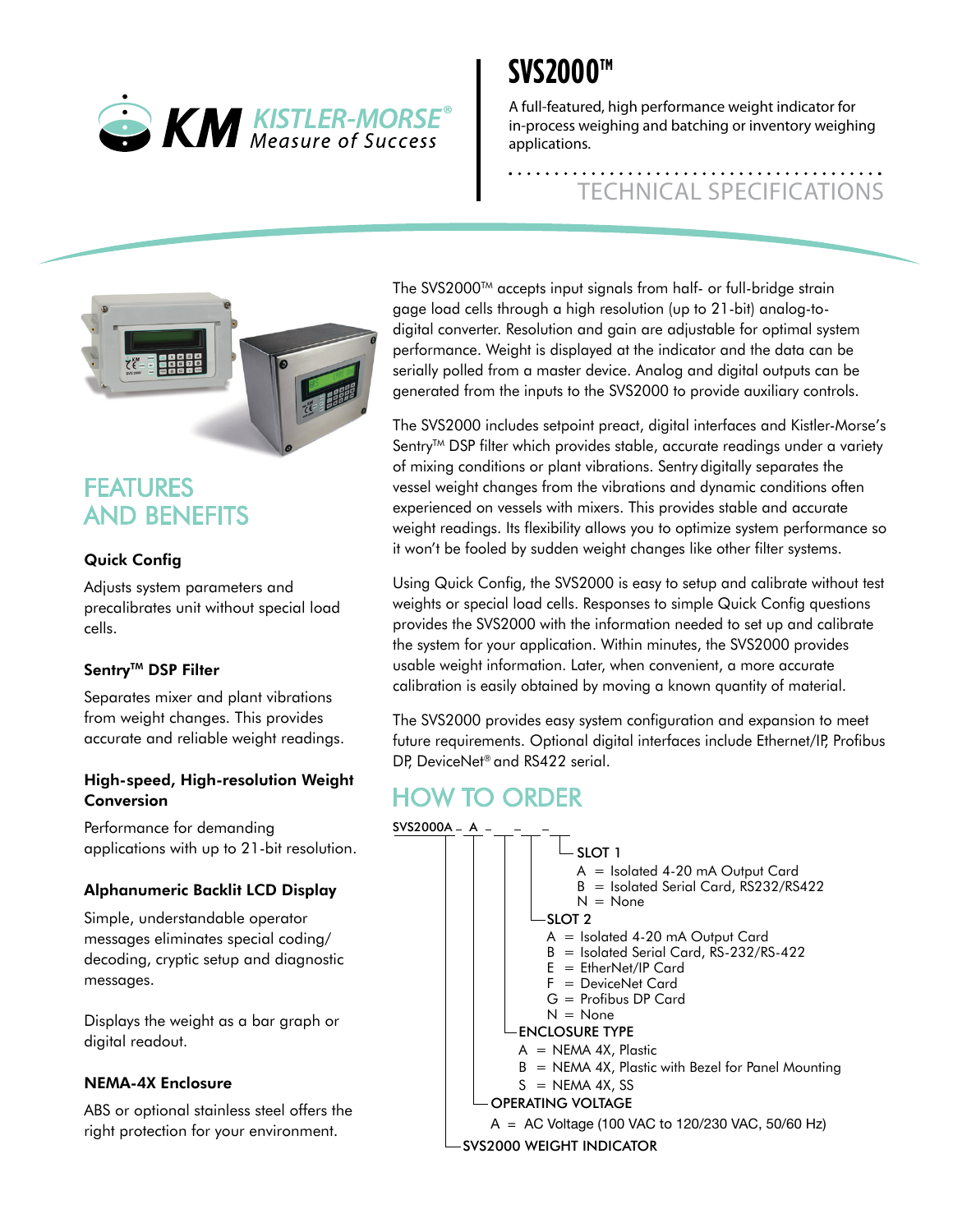KM KISTLER-MORSE®
Measure of Success

# SVS2000™

A full-featured, high performance weight indicator for in-process weighing and batching or inventory weighing applications.

TECHNICAL SPECIFICATIONS

## FEATURES AND BENEFITS

**Quick Config**

Adjusts system parameters and precalibrates unit without special load cells.

**Sentry™ DSP Filter**

Separates mixer and plant vibrations from weight changes. This provides accurate and reliable weight readings.

**High-speed, High-resolution Weight Conversion**

Performance for demanding applications with up to 21-bit resolution.

**Alphanumeric Backlit LCD Display**

Simple, understandable operator messages eliminates special coding/ decoding, cryptic setup and diagnostic messages.

Displays the weight as a bar graph or digital readout.

**NEMA-4X Enclosure**

ABS or optional stainless steel offers the right protection for your environment.

The SVS2000™ accepts input signals from half- or full-bridge strain gage load cells through a high resolution (up to 21-bit) analog-to-digital converter. Resolution and gain are adjustable for optimal system performance. Weight is displayed at the indicator and the data can be serially polled from a master device. Analog and digital outputs can be generated from the inputs to the SVS2000 to provide auxiliary controls.

The SVS2000 includes setpoint preact, digital interfaces and Kistler-Morse's Sentry™ DSP filter which provides stable, accurate readings under a variety of mixing conditions or plant vibrations. Sentry digitally separates the vessel weight changes from the vibrations and dynamic conditions often experienced on vessels with mixers. This provides stable and accurate weight readings. Its flexibility allows you to optimize system performance so it won't be fooled by sudden weight changes like other filter systems.

Using Quick Config, the SVS2000 is easy to setup and calibrate without test weights or special load cells. Responses to simple Quick Config questions provides the SVS2000 with the information needed to set up and calibrate the system for your application. Within minutes, the SVS2000 provides usable weight information. Later, when convenient, a more accurate calibration is easily obtained by moving a known quantity of material.

The SVS2000 provides easy system configuration and expansion to meet future requirements. Optional digital interfaces include Ethernet/IP, Profibus DP, DeviceNet® and RS422 serial.

## HOW TO ORDER

SVS2000A – A – __ – __ – __

- **SLOT 1**
  - A = Isolated 4-20 mA Output Card
  - B = Isolated Serial Card, RS232/RS422
  - N = None
- **SLOT 2**
  - A = Isolated 4-20 mA Output Card
  - B = Isolated Serial Card, RS-232/RS-422
  - E = EtherNet/IP Card
  - F = DeviceNet Card
  - G = Profibus DP Card
  - N = None
- **ENCLOSURE TYPE**
  - A = NEMA 4X, Plastic
  - B = NEMA 4X, Plastic with Bezel for Panel Mounting
  - S = NEMA 4X, SS
- **OPERATING VOLTAGE**
  - A = AC Voltage (100 VAC to 120/230 VAC, 50/60 Hz)
- **SVS2000 WEIGHT INDICATOR**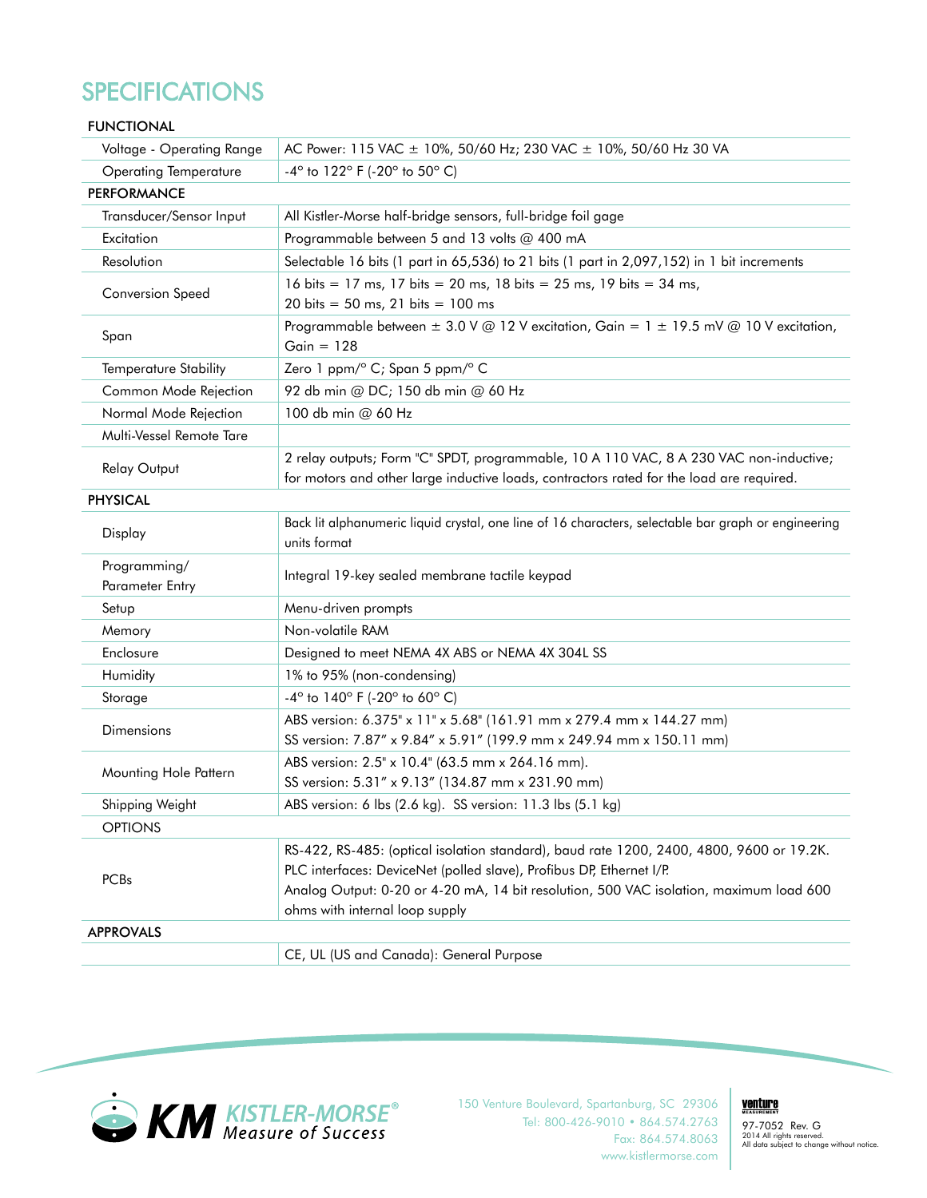# SPECIFICATIONS

| | |
|---|---|
| **FUNCTIONAL** | |
| Voltage - Operating Range | AC Power: 115 VAC ± 10%, 50/60 Hz; 230 VAC ± 10%, 50/60 Hz 30 VA |
| Operating Temperature | -4° to 122° F (-20° to 50° C) |
| **PERFORMANCE** | |
| Transducer/Sensor Input | All Kistler-Morse half-bridge sensors, full-bridge foil gage |
| Excitation | Programmable between 5 and 13 volts @ 400 mA |
| Resolution | Selectable 16 bits (1 part in 65,536) to 21 bits (1 part in 2,097,152) in 1 bit increments |
| Conversion Speed | 16 bits = 17 ms, 17 bits = 20 ms, 18 bits = 25 ms, 19 bits = 34 ms, 20 bits = 50 ms, 21 bits = 100 ms |
| Span | Programmable between ± 3.0 V @ 12 V excitation, Gain = 1 ± 19.5 mV @ 10 V excitation, Gain = 128 |
| Temperature Stability | Zero 1 ppm/° C; Span 5 ppm/° C |
| Common Mode Rejection | 92 db min @ DC; 150 db min @ 60 Hz |
| Normal Mode Rejection | 100 db min @ 60 Hz |
| Multi-Vessel Remote Tare | |
| Relay Output | 2 relay outputs; Form "C" SPDT, programmable, 10 A 110 VAC, 8 A 230 VAC non-inductive; for motors and other large inductive loads, contractors rated for the load are required. |
| **PHYSICAL** | |
| Display | Back lit alphanumeric liquid crystal, one line of 16 characters, selectable bar graph or engineering units format |
| Programming/ Parameter Entry | Integral 19-key sealed membrane tactile keypad |
| Setup | Menu-driven prompts |
| Memory | Non-volatile RAM |
| Enclosure | Designed to meet NEMA 4X ABS or NEMA 4X 304L SS |
| Humidity | 1% to 95% (non-condensing) |
| Storage | -4° to 140° F (-20° to 60° C) |
| Dimensions | ABS version: 6.375" x 11" x 5.68" (161.91 mm x 279.4 mm x 144.27 mm) SS version: 7.87" x 9.84" x 5.91" (199.9 mm x 249.94 mm x 150.11 mm) |
| Mounting Hole Pattern | ABS version: 2.5" x 10.4" (63.5 mm x 264.16 mm). SS version: 5.31" x 9.13" (134.87 mm x 231.90 mm) |
| Shipping Weight | ABS version: 6 lbs (2.6 kg). SS version: 11.3 lbs (5.1 kg) |
| OPTIONS | |
| PCBs | RS-422, RS-485: (optical isolation standard), baud rate 1200, 2400, 4800, 9600 or 19.2K. PLC interfaces: DeviceNet (polled slave), Profibus DP, Ethernet I/P. Analog Output: 0-20 or 4-20 mA, 14 bit resolution, 500 VAC isolation, maximum load 600 ohms with internal loop supply |
| **APPROVALS** | |
| | CE, UL (US and Canada): General Purpose |

KM KISTLER-MORSE® Measure of Success

150 Venture Boulevard, Spartanburg, SC 29306
Tel: 800-426-9010 • 864.574.2763
Fax: 864.574.8063
www.kistlermorse.com

venture MEASUREMENT

97-7052 Rev. G
2014 All rights reserved.
All data subject to change without notice.